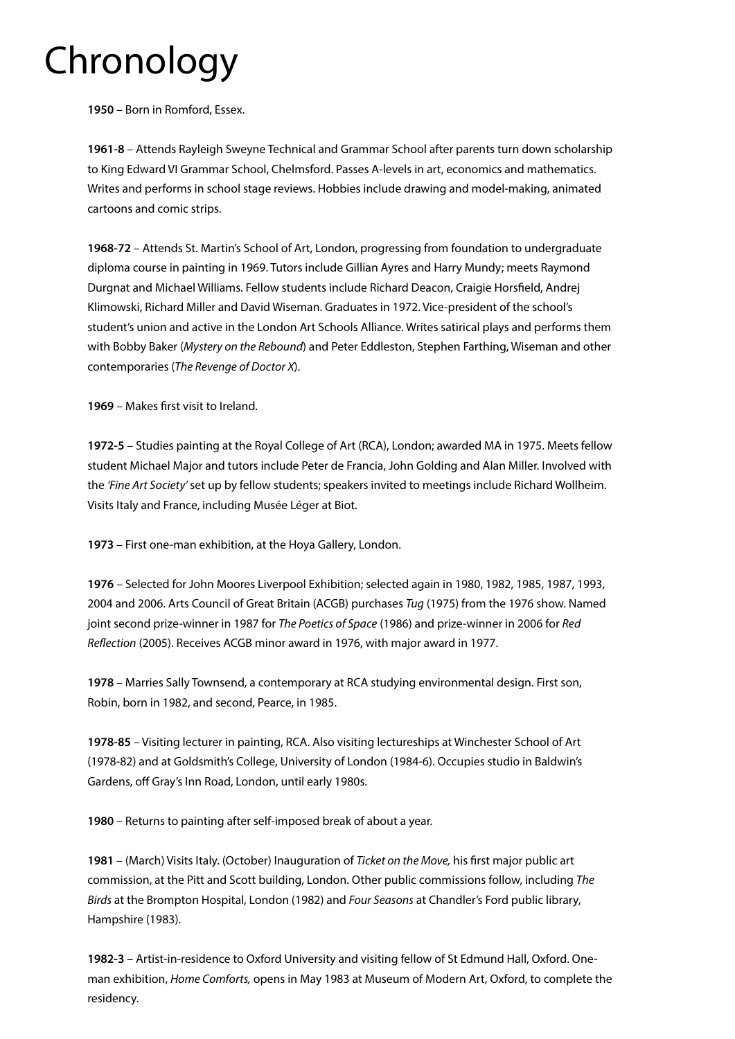# Chronology

**1950** – Born in Romford, Essex.

**1961-8** – Attends Rayleigh Sweyne Technical and Grammar School after parents turn down scholarship to King Edward VI Grammar School, Chelmsford. Passes A-levels in art, economics and mathematics. Writes and performs in school stage reviews. Hobbies include drawing and model-making, animated cartoons and comic strips.

**1968-72** – Attends St. Martin's School of Art, London, progressing from foundation to undergraduate diploma course in painting in 1969. Tutors include Gillian Ayres and Harry Mundy; meets Raymond Durgnat and Michael Williams. Fellow students include Richard Deacon, Craigie Horsfield, Andrej Klimowski, Richard Miller and David Wiseman. Graduates in 1972. Vice-president of the school's student's union and active in the London Art Schools Alliance. Writes satirical plays and performs them with Bobby Baker (*Mystery on the Rebound*) and Peter Eddleston, Stephen Farthing, Wiseman and other contemporaries (*The Revenge of Doctor X*).

**1969** – Makes first visit to Ireland.

**1972-5** – Studies painting at the Royal College of Art (RCA), London; awarded MA in 1975. Meets fellow student Michael Major and tutors include Peter de Francia, John Golding and Alan Miller. Involved with the *'Fine Art Society'* set up by fellow students; speakers invited to meetings include Richard Wollheim. Visits Italy and France, including Musée Léger at Biot.

**1973** – First one-man exhibition, at the Hoya Gallery, London.

**1976** – Selected for John Moores Liverpool Exhibition; selected again in 1980, 1982, 1985, 1987, 1993, 2004 and 2006. Arts Council of Great Britain (ACGB) purchases *Tug* (1975) from the 1976 show. Named joint second prize-winner in 1987 for *The Poetics of Space* (1986) and prize-winner in 2006 for *Red Reflection* (2005). Receives ACGB minor award in 1976, with major award in 1977.

**1978** – Marries Sally Townsend, a contemporary at RCA studying environmental design. First son, Robin, born in 1982, and second, Pearce, in 1985.

**1978-85** – Visiting lecturer in painting, RCA. Also visiting lectureships at Winchester School of Art (1978-82) and at Goldsmith's College, University of London (1984-6). Occupies studio in Baldwin's Gardens, off Gray's Inn Road, London, until early 1980s.

**1980** – Returns to painting after self-imposed break of about a year.

**1981** – (March) Visits Italy. (October) Inauguration of *Ticket on the Move,* his first major public art commission, at the Pitt and Scott building, London. Other public commissions follow, including *The Birds* at the Brompton Hospital, London (1982) and *Four Seasons* at Chandler's Ford public library, Hampshire (1983).

**1982-3** – Artist-in-residence to Oxford University and visiting fellow of St Edmund Hall, Oxford. One-man exhibition, *Home Comforts,* opens in May 1983 at Museum of Modern Art, Oxford, to complete the residency.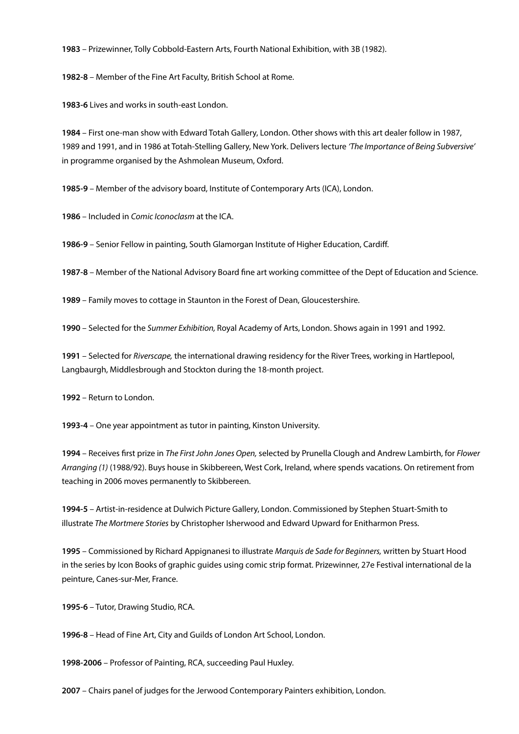**1983** – Prizewinner, Tolly Cobbold-Eastern Arts, Fourth National Exhibition, with 3B (1982).

**1982-8** – Member of the Fine Art Faculty, British School at Rome.

**1983-6** Lives and works in south-east London.

**1984** – First one-man show with Edward Totah Gallery, London. Other shows with this art dealer follow in 1987, 1989 and 1991, and in 1986 at Totah-Stelling Gallery, New York. Delivers lecture *'The Importance of Being Subversive'* in programme organised by the Ashmolean Museum, Oxford.

**1985-9** – Member of the advisory board, Institute of Contemporary Arts (ICA), London.

**1986** – Included in *Comic Iconoclasm* at the ICA.

**1986-9** – Senior Fellow in painting, South Glamorgan Institute of Higher Education, Cardiff.

**1987-8** – Member of the National Advisory Board fine art working committee of the Dept of Education and Science.

**1989** – Family moves to cottage in Staunton in the Forest of Dean, Gloucestershire.

**1990** – Selected for the *Summer Exhibition,* Royal Academy of Arts, London. Shows again in 1991 and 1992.

**1991** – Selected for *Riverscape,* the international drawing residency for the River Trees, working in Hartlepool, Langbaurgh, Middlesbrough and Stockton during the 18-month project.

**1992** – Return to London.

**1993-4** – One year appointment as tutor in painting, Kinston University.

**1994** – Receives first prize in *The First John Jones Open,* selected by Prunella Clough and Andrew Lambirth, for *Flower Arranging (1)* (1988/92). Buys house in Skibbereen, West Cork, Ireland, where spends vacations. On retirement from teaching in 2006 moves permanently to Skibbereen.

**1994-5** – Artist-in-residence at Dulwich Picture Gallery, London. Commissioned by Stephen Stuart-Smith to illustrate *The Mortmere Stories* by Christopher Isherwood and Edward Upward for Enitharmon Press.

**1995** – Commissioned by Richard Appignanesi to illustrate *Marquis de Sade for Beginners,* written by Stuart Hood in the series by Icon Books of graphic guides using comic strip format. Prizewinner, 27e Festival international de la peinture, Canes-sur-Mer, France.

**1995-6** – Tutor, Drawing Studio, RCA.

**1996-8** – Head of Fine Art, City and Guilds of London Art School, London.

**1998-2006** – Professor of Painting, RCA, succeeding Paul Huxley.

**2007** – Chairs panel of judges for the Jerwood Contemporary Painters exhibition, London.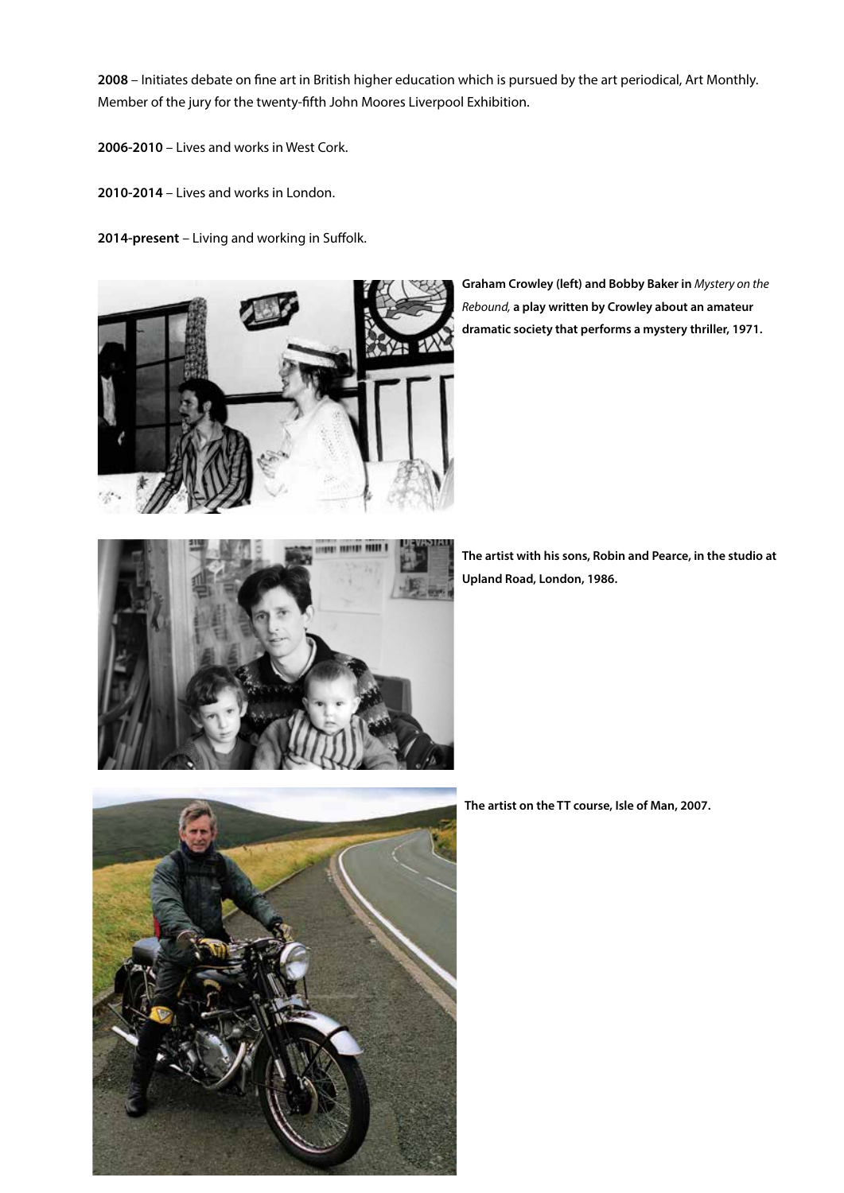**2008** – Initiates debate on fine art in British higher education which is pursued by the art periodical, Art Monthly. Member of the jury for the twenty-fifth John Moores Liverpool Exhibition.

**2006-2010** – Lives and works in West Cork.

**2010-2014** – Lives and works in London.

**2014-present** – Living and working in Suffolk.

**Graham Crowley (left) and Bobby Baker in** ***Mystery on the Rebound,*** **a play written by Crowley about an amateur dramatic society that performs a mystery thriller, 1971.**

**The artist with his sons, Robin and Pearce, in the studio at Upland Road, London, 1986.**

**The artist on the TT course, Isle of Man, 2007.**